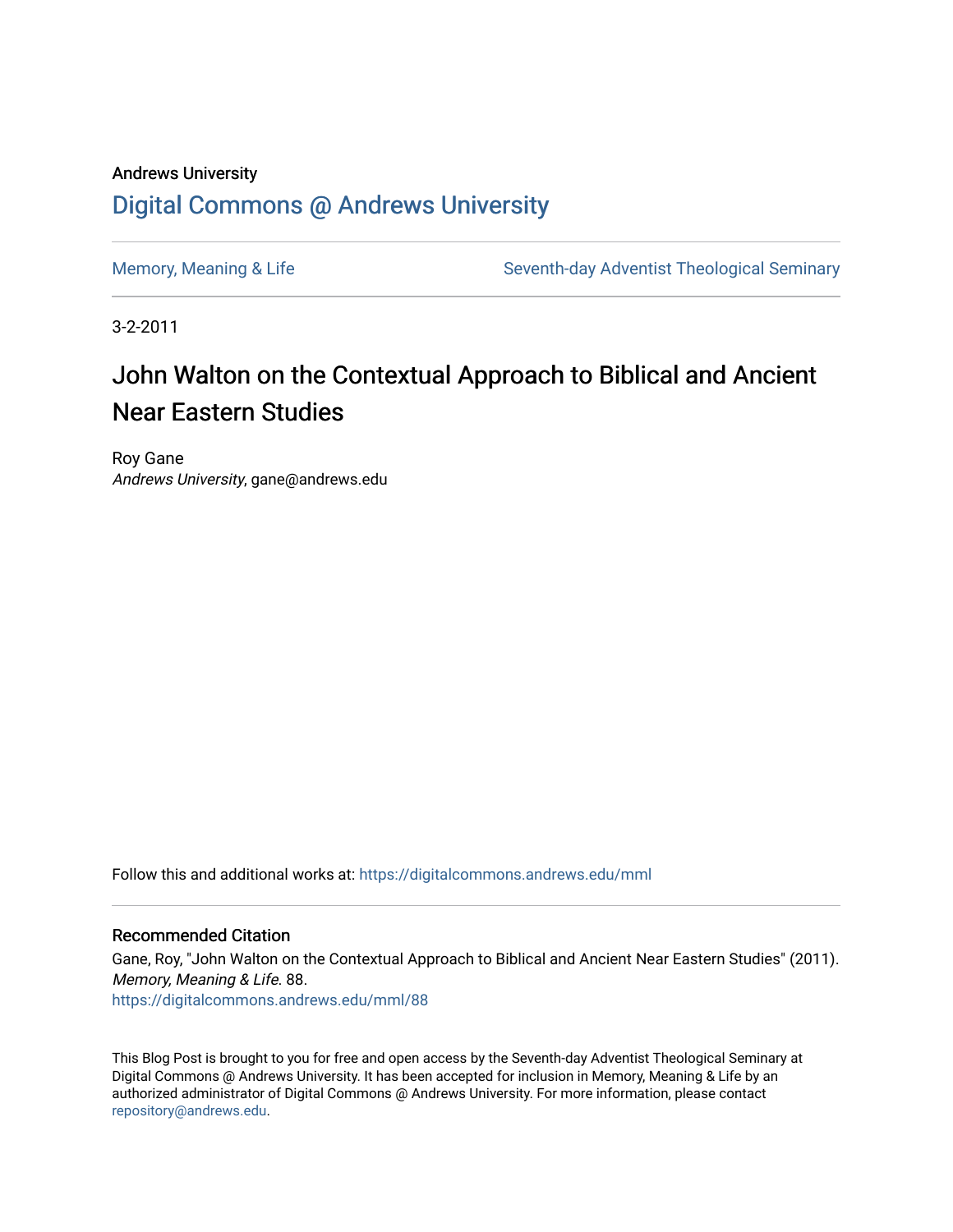Andrews University

## Digital Commons @ Andrews University

Memory, Meaning & Life | Seventh-day Adventist Theological Seminary

3-2-2011

# John Walton on the Contextual Approach to Biblical and Ancient Near Eastern Studies

Roy Gane
*Andrews University*, gane@andrews.edu

Follow this and additional works at: https://digitalcommons.andrews.edu/mml

### Recommended Citation

Gane, Roy, "John Walton on the Contextual Approach to Biblical and Ancient Near Eastern Studies" (2011). *Memory, Meaning & Life*. 88.
https://digitalcommons.andrews.edu/mml/88

This Blog Post is brought to you for free and open access by the Seventh-day Adventist Theological Seminary at Digital Commons @ Andrews University. It has been accepted for inclusion in Memory, Meaning & Life by an authorized administrator of Digital Commons @ Andrews University. For more information, please contact repository@andrews.edu.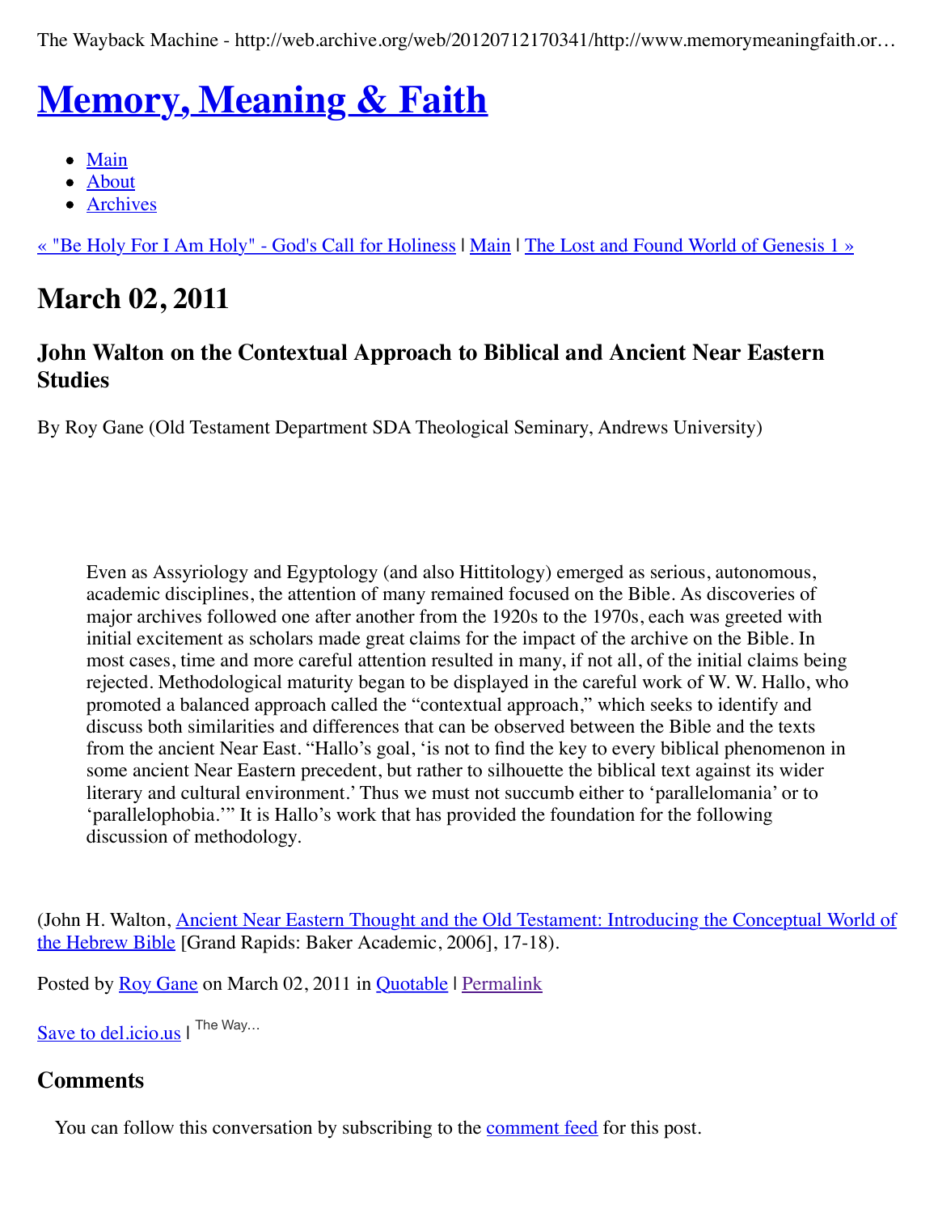The Wayback Machine - http://web.archive.org/web/20120712170341/http://www.memorymeaningfaith.or…

# Memory, Meaning & Faith

- Main
- About
- Archives

« "Be Holy For I Am Holy" - God's Call for Holiness | Main | The Lost and Found World of Genesis 1 »

## March 02, 2011

### John Walton on the Contextual Approach to Biblical and Ancient Near Eastern Studies

By Roy Gane (Old Testament Department SDA Theological Seminary, Andrews University)

> Even as Assyriology and Egyptology (and also Hittitology) emerged as serious, autonomous, academic disciplines, the attention of many remained focused on the Bible. As discoveries of major archives followed one after another from the 1920s to the 1970s, each was greeted with initial excitement as scholars made great claims for the impact of the archive on the Bible. In most cases, time and more careful attention resulted in many, if not all, of the initial claims being rejected. Methodological maturity began to be displayed in the careful work of W. W. Hallo, who promoted a balanced approach called the "contextual approach," which seeks to identify and discuss both similarities and differences that can be observed between the Bible and the texts from the ancient Near East. "Hallo's goal, 'is not to find the key to every biblical phenomenon in some ancient Near Eastern precedent, but rather to silhouette the biblical text against its wider literary and cultural environment.' Thus we must not succumb either to 'parallelomania' or to 'parallelophobia.'" It is Hallo's work that has provided the foundation for the following discussion of methodology.

(John H. Walton, Ancient Near Eastern Thought and the Old Testament: Introducing the Conceptual World of the Hebrew Bible [Grand Rapids: Baker Academic, 2006], 17-18).

Posted by Roy Gane on March 02, 2011 in Quotable | Permalink

Save to del.icio.us | The Way...

## Comments

You can follow this conversation by subscribing to the comment feed for this post.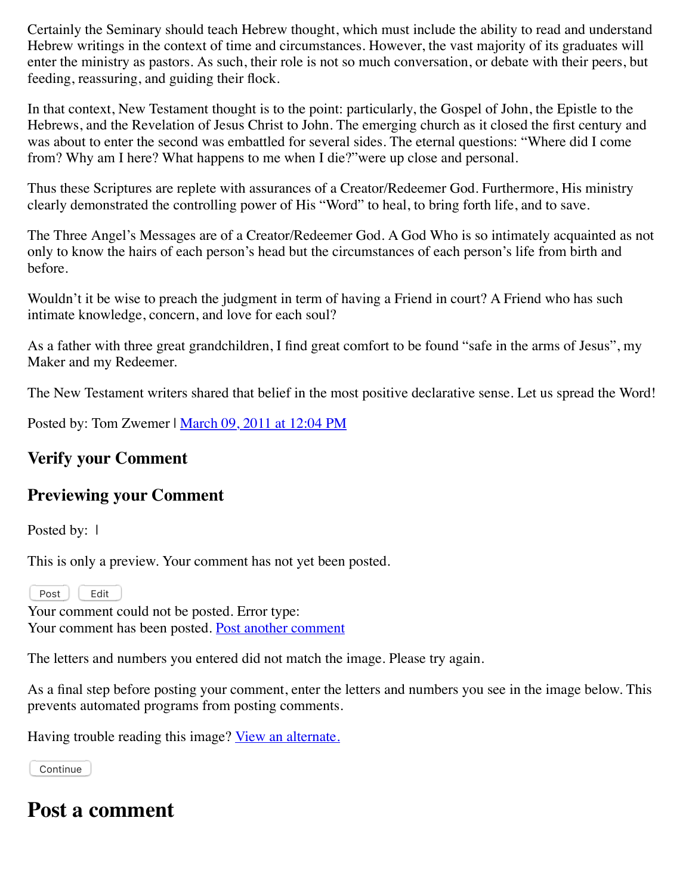Certainly the Seminary should teach Hebrew thought, which must include the ability to read and understand Hebrew writings in the context of time and circumstances. However, the vast majority of its graduates will enter the ministry as pastors. As such, their role is not so much conversation, or debate with their peers, but feeding, reassuring, and guiding their flock.

In that context, New Testament thought is to the point: particularly, the Gospel of John, the Epistle to the Hebrews, and the Revelation of Jesus Christ to John. The emerging church as it closed the first century and was about to enter the second was embattled for several sides. The eternal questions: "Where did I come from? Why am I here? What happens to me when I die?"were up close and personal.

Thus these Scriptures are replete with assurances of a Creator/Redeemer God. Furthermore, His ministry clearly demonstrated the controlling power of His "Word" to heal, to bring forth life, and to save.

The Three Angel's Messages are of a Creator/Redeemer God. A God Who is so intimately acquainted as not only to know the hairs of each person's head but the circumstances of each person's life from birth and before.

Wouldn't it be wise to preach the judgment in term of having a Friend in court? A Friend who has such intimate knowledge, concern, and love for each soul?

As a father with three great grandchildren, I find great comfort to be found "safe in the arms of Jesus", my Maker and my Redeemer.

The New Testament writers shared that belief in the most positive declarative sense. Let us spread the Word!

Posted by: Tom Zwemer | March 09, 2011 at 12:04 PM

### Verify your Comment

### Previewing your Comment

Posted by: |

This is only a preview. Your comment has not yet been posted.

Post Edit

Your comment could not be posted. Error type:
Your comment has been posted. Post another comment

The letters and numbers you entered did not match the image. Please try again.

As a final step before posting your comment, enter the letters and numbers you see in the image below. This prevents automated programs from posting comments.

Having trouble reading this image? View an alternate.

Continue

## Post a comment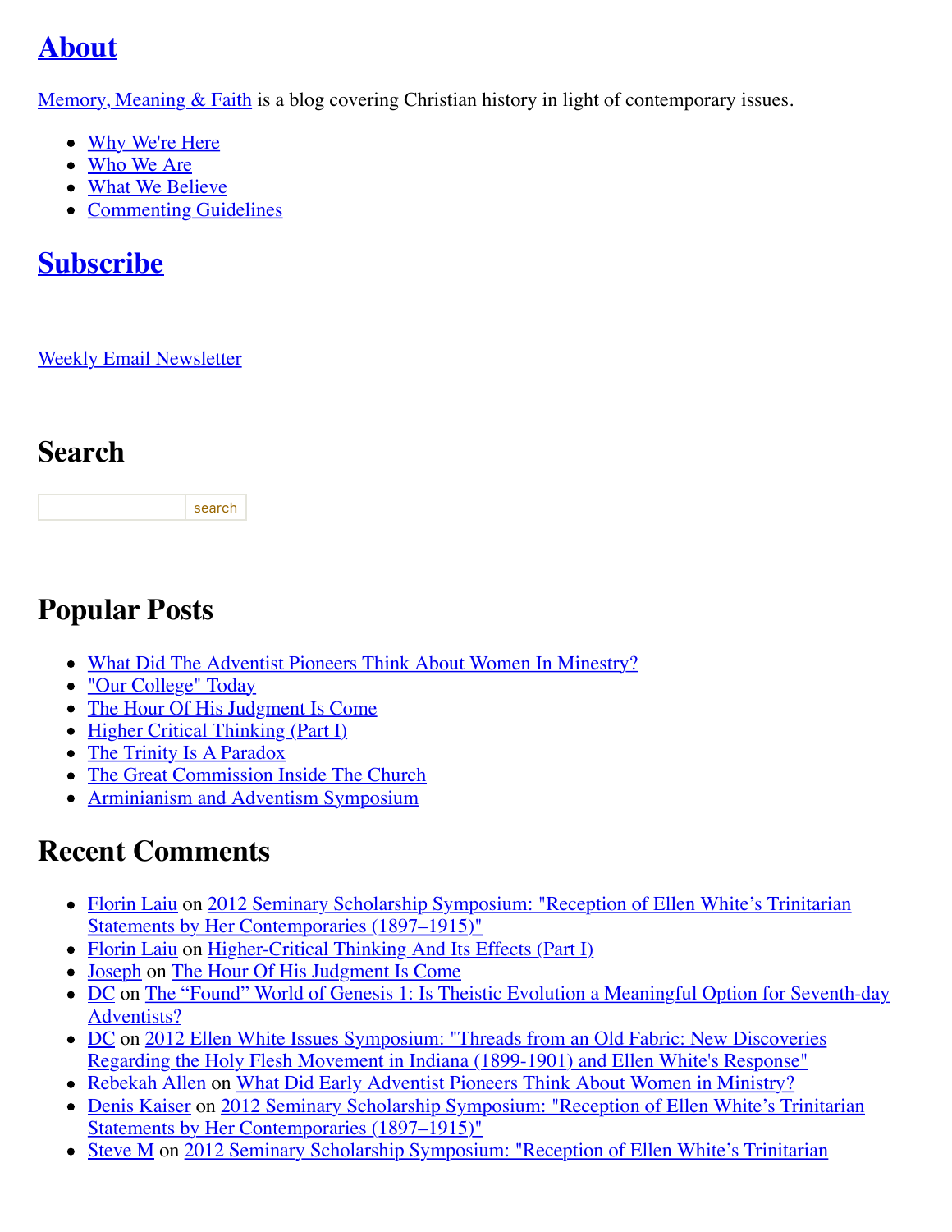## About

Memory, Meaning & Faith is a blog covering Christian history in light of contemporary issues.

- Why We're Here
- Who We Are
- What We Believe
- Commenting Guidelines

## Subscribe

Weekly Email Newsletter

## Search

search

## Popular Posts

- What Did The Adventist Pioneers Think About Women In Minestry?
- "Our College" Today
- The Hour Of His Judgment Is Come
- Higher Critical Thinking (Part I)
- The Trinity Is A Paradox
- The Great Commission Inside The Church
- Arminianism and Adventism Symposium

## Recent Comments

- Florin Laiu on 2012 Seminary Scholarship Symposium: "Reception of Ellen White's Trinitarian Statements by Her Contemporaries (1897–1915)"
- Florin Laiu on Higher-Critical Thinking And Its Effects (Part I)
- Joseph on The Hour Of His Judgment Is Come
- DC on The "Found" World of Genesis 1: Is Theistic Evolution a Meaningful Option for Seventh-day Adventists?
- DC on 2012 Ellen White Issues Symposium: "Threads from an Old Fabric: New Discoveries Regarding the Holy Flesh Movement in Indiana (1899-1901) and Ellen White's Response"
- Rebekah Allen on What Did Early Adventist Pioneers Think About Women in Ministry?
- Denis Kaiser on 2012 Seminary Scholarship Symposium: "Reception of Ellen White's Trinitarian Statements by Her Contemporaries (1897–1915)"
- Steve M on 2012 Seminary Scholarship Symposium: "Reception of Ellen White's Trinitarian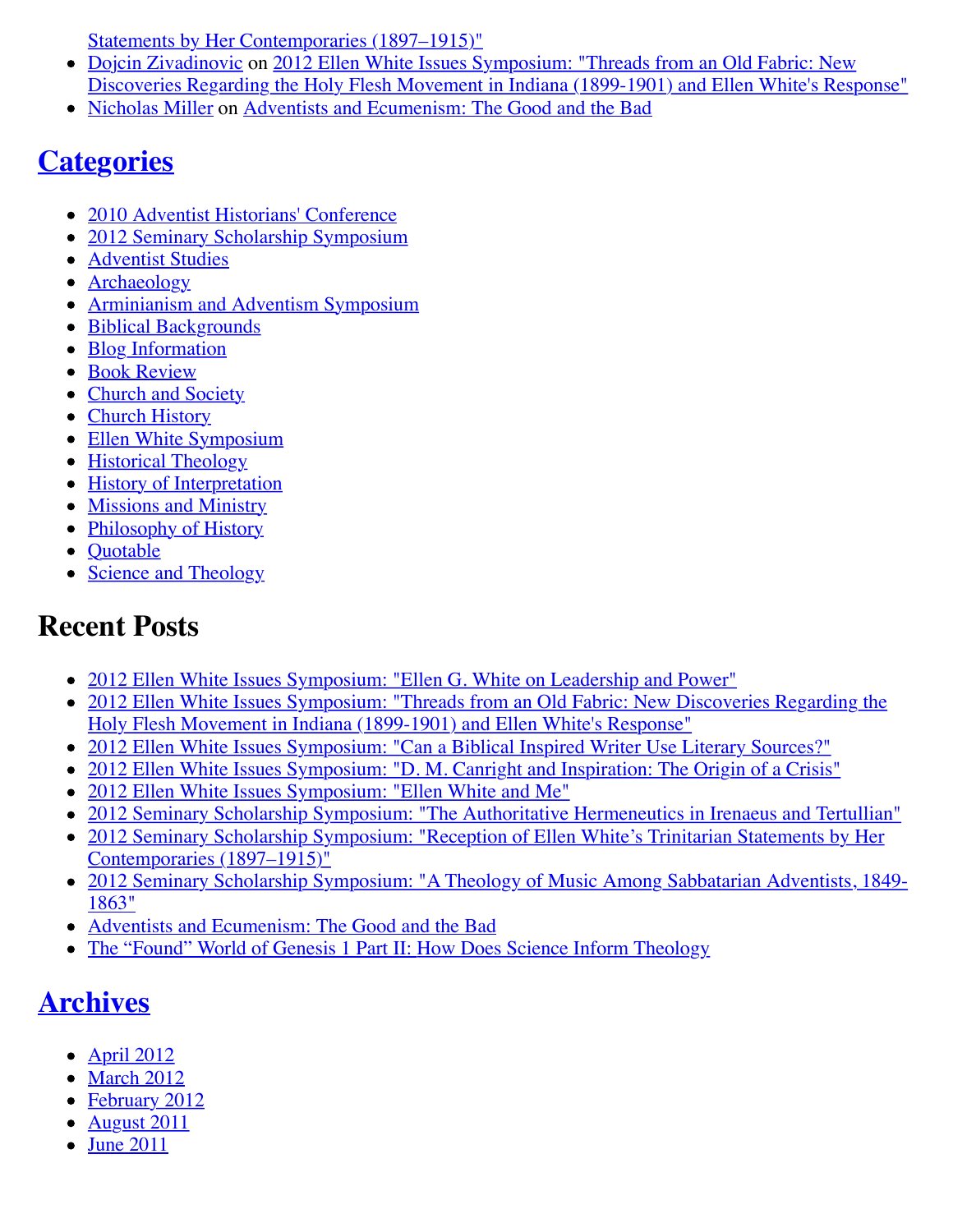Statements by Her Contemporaries (1897–1915)"
- Dojcin Zivadinovic on 2012 Ellen White Issues Symposium: "Threads from an Old Fabric: New Discoveries Regarding the Holy Flesh Movement in Indiana (1899-1901) and Ellen White's Response"
- Nicholas Miller on Adventists and Ecumenism: The Good and the Bad

## Categories

- 2010 Adventist Historians' Conference
- 2012 Seminary Scholarship Symposium
- Adventist Studies
- Archaeology
- Arminianism and Adventism Symposium
- Biblical Backgrounds
- Blog Information
- Book Review
- Church and Society
- Church History
- Ellen White Symposium
- Historical Theology
- History of Interpretation
- Missions and Ministry
- Philosophy of History
- Quotable
- Science and Theology

## Recent Posts

- 2012 Ellen White Issues Symposium: "Ellen G. White on Leadership and Power"
- 2012 Ellen White Issues Symposium: "Threads from an Old Fabric: New Discoveries Regarding the Holy Flesh Movement in Indiana (1899-1901) and Ellen White's Response"
- 2012 Ellen White Issues Symposium: "Can a Biblical Inspired Writer Use Literary Sources?"
- 2012 Ellen White Issues Symposium: "D. M. Canright and Inspiration: The Origin of a Crisis"
- 2012 Ellen White Issues Symposium: "Ellen White and Me"
- 2012 Seminary Scholarship Symposium: "The Authoritative Hermeneutics in Irenaeus and Tertullian"
- 2012 Seminary Scholarship Symposium: "Reception of Ellen White's Trinitarian Statements by Her Contemporaries (1897–1915)"
- 2012 Seminary Scholarship Symposium: "A Theology of Music Among Sabbatarian Adventists, 1849-1863"
- Adventists and Ecumenism: The Good and the Bad
- The "Found" World of Genesis 1 Part II: How Does Science Inform Theology

## Archives

- April 2012
- March 2012
- February 2012
- August 2011
- June 2011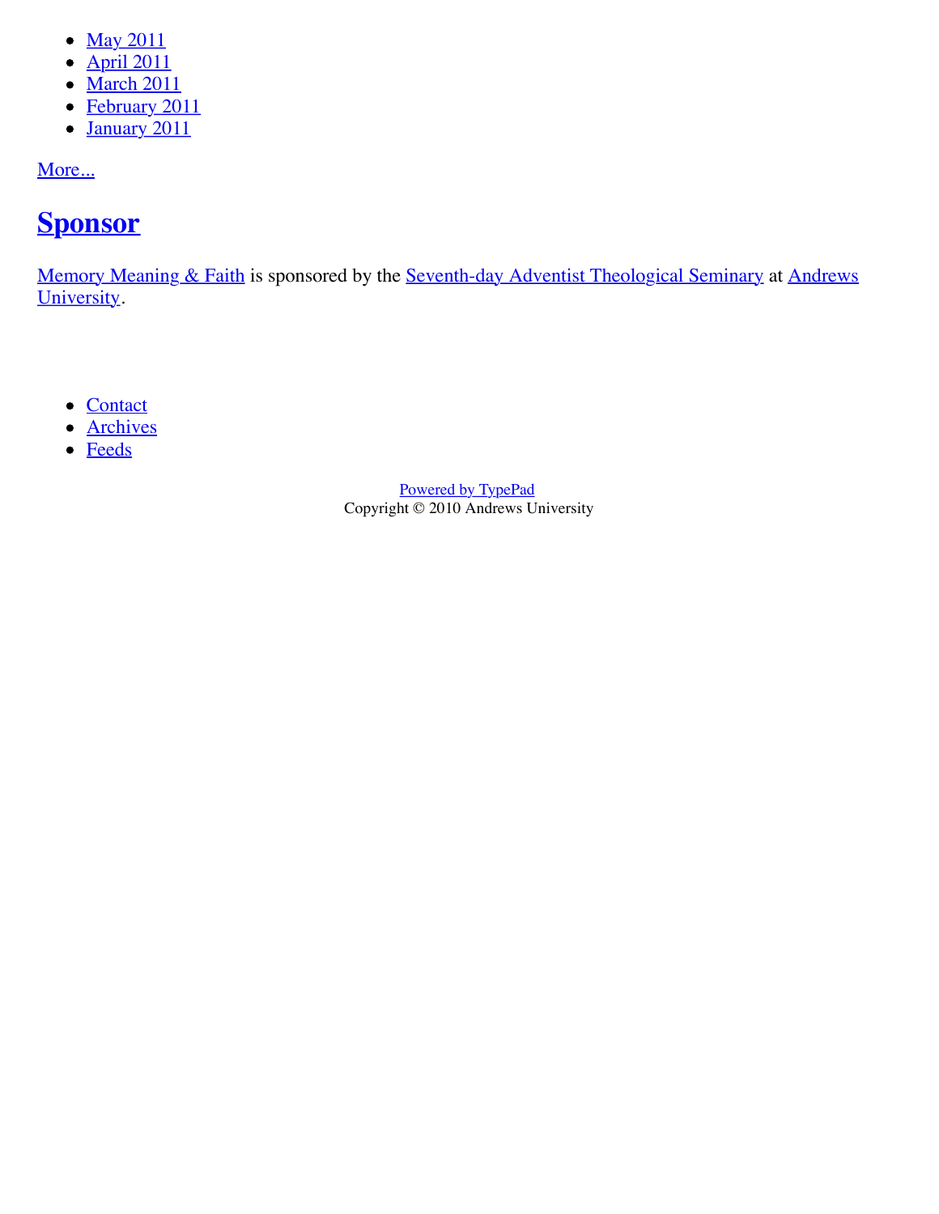- May 2011
- April 2011
- March 2011
- February 2011
- January 2011

More...

## Sponsor

Memory Meaning & Faith is sponsored by the Seventh-day Adventist Theological Seminary at Andrews University.

- Contact
- Archives
- Feeds

Powered by TypePad
Copyright © 2010 Andrews University